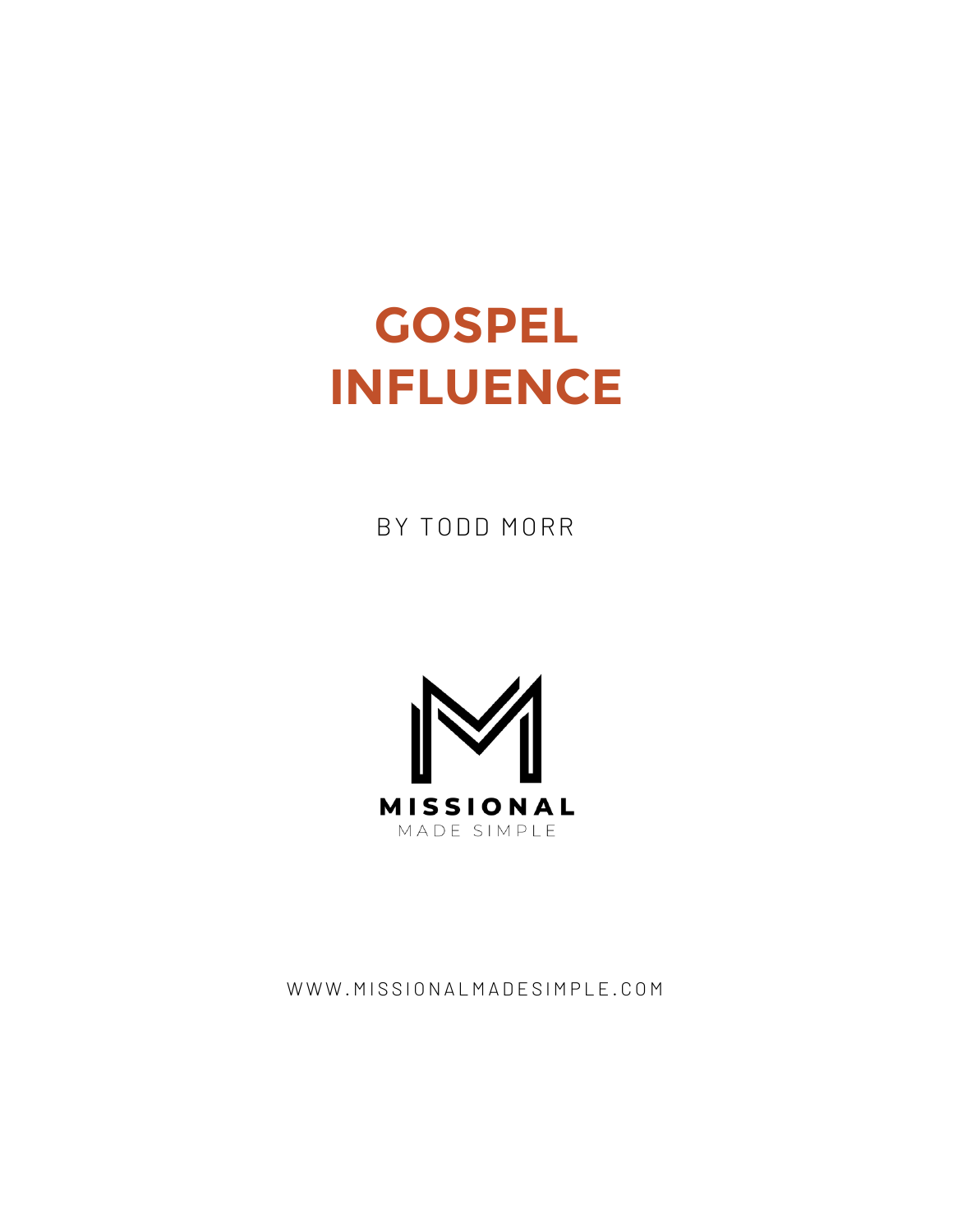# GOSPEL INFLUENCE

BY TODD MORR

MISSIONAL
MADE SIMPLE

WWW.MISSIONALMADESIMPLE.COM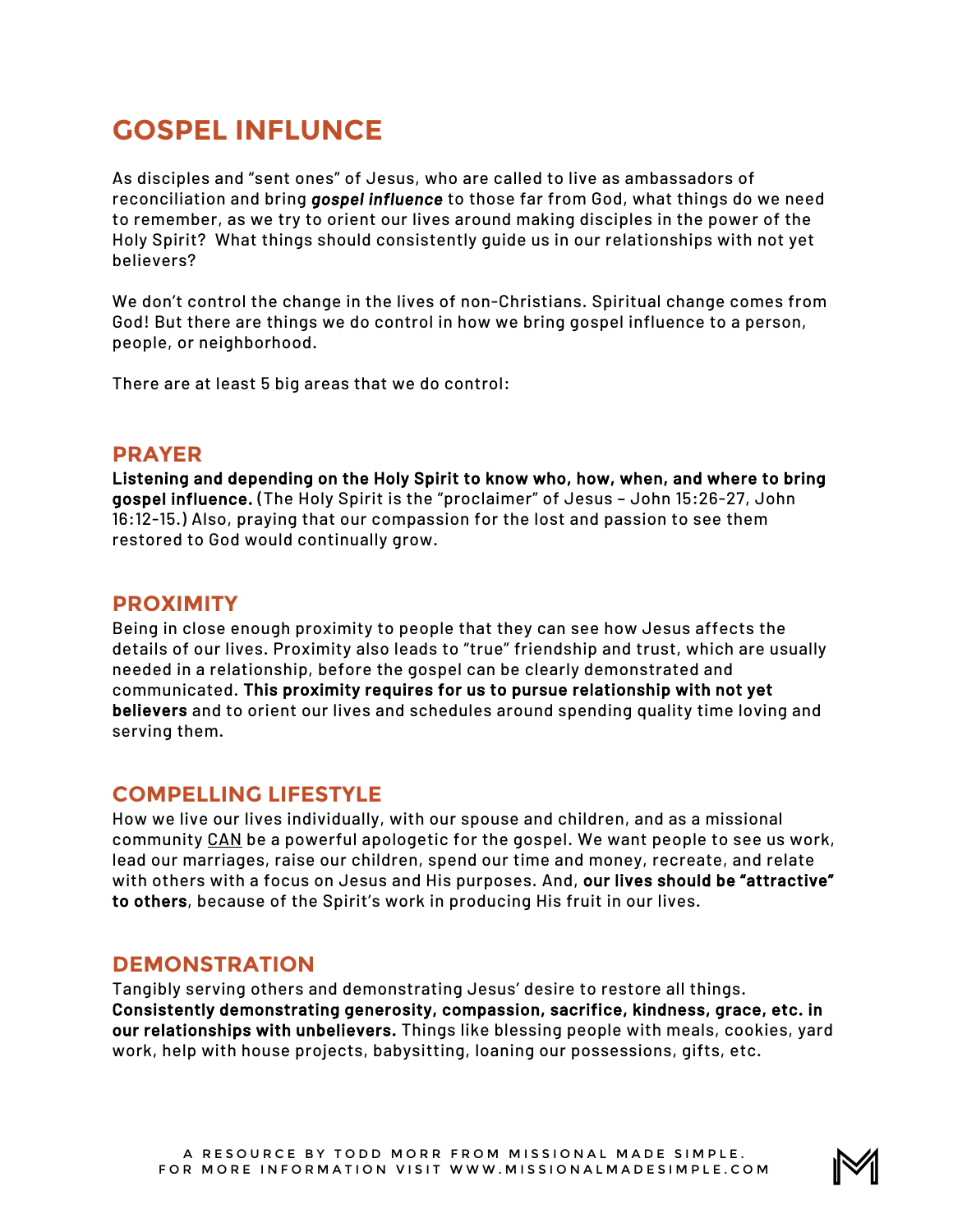# GOSPEL INFLUNCE

As disciples and “sent ones” of Jesus, who are called to live as ambassadors of reconciliation and bring ***gospel influence*** to those far from God, what things do we need to remember, as we try to orient our lives around making disciples in the power of the Holy Spirit? What things should consistently guide us in our relationships with not yet believers?

We don’t control the change in the lives of non-Christians. Spiritual change comes from God! But there are things we do control in how we bring gospel influence to a person, people, or neighborhood.

There are at least 5 big areas that we do control:

## PRAYER

**Listening and depending on the Holy Spirit to know who, how, when, and where to bring gospel influence.** (The Holy Spirit is the “proclaimer” of Jesus – John 15:26-27, John 16:12-15.) Also, praying that our compassion for the lost and passion to see them restored to God would continually grow.

## PROXIMITY

Being in close enough proximity to people that they can see how Jesus affects the details of our lives. Proximity also leads to “true” friendship and trust, which are usually needed in a relationship, before the gospel can be clearly demonstrated and communicated. **This proximity requires for us to pursue relationship with not yet believers** and to orient our lives and schedules around spending quality time loving and serving them.

## COMPELLING LIFESTYLE

How we live our lives individually, with our spouse and children, and as a missional community <u>CAN</u> be a powerful apologetic for the gospel. We want people to see us work, lead our marriages, raise our children, spend our time and money, recreate, and relate with others with a focus on Jesus and His purposes. And, **our lives should be “attractive” to others**, because of the Spirit’s work in producing His fruit in our lives.

## DEMONSTRATION

Tangibly serving others and demonstrating Jesus’ desire to restore all things. **Consistently demonstrating generosity, compassion, sacrifice, kindness, grace, etc. in our relationships with unbelievers.** Things like blessing people with meals, cookies, yard work, help with house projects, babysitting, loaning our possessions, gifts, etc.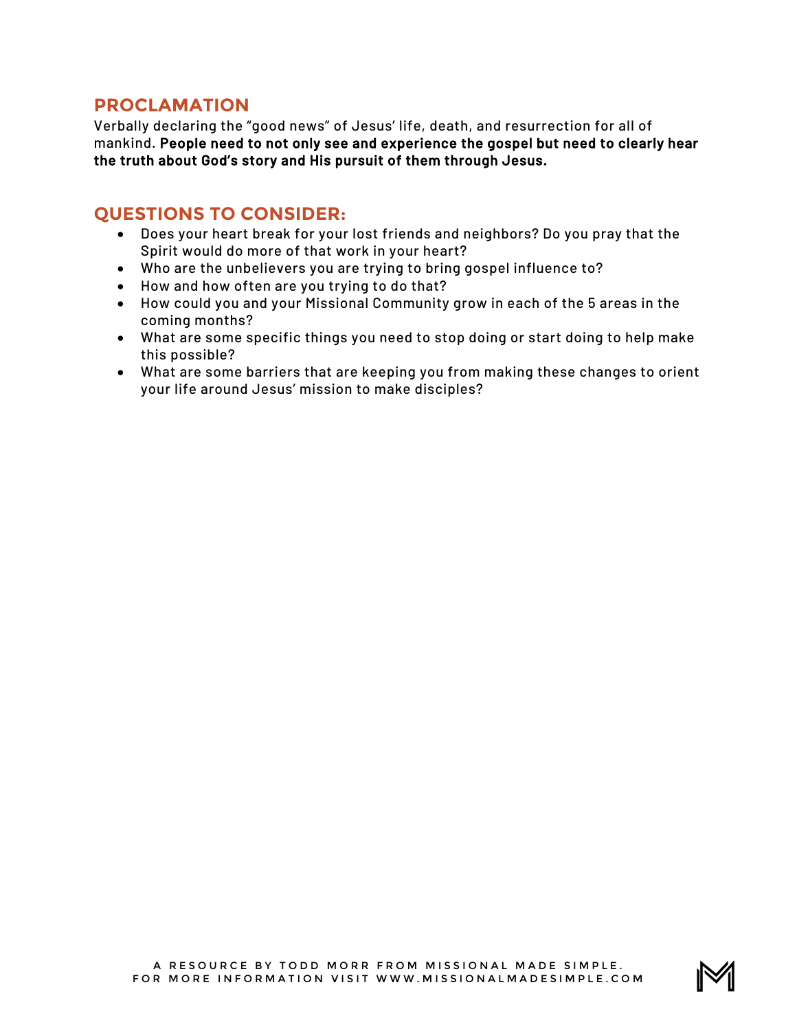## PROCLAMATION

Verbally declaring the "good news" of Jesus' life, death, and resurrection for all of mankind. **People need to not only see and experience the gospel but need to clearly hear the truth about God's story and His pursuit of them through Jesus.**

## QUESTIONS TO CONSIDER:

- Does your heart break for your lost friends and neighbors? Do you pray that the Spirit would do more of that work in your heart?
- Who are the unbelievers you are trying to bring gospel influence to?
- How and how often are you trying to do that?
- How could you and your Missional Community grow in each of the 5 areas in the coming months?
- What are some specific things you need to stop doing or start doing to help make this possible?
- What are some barriers that are keeping you from making these changes to orient your life around Jesus' mission to make disciples?